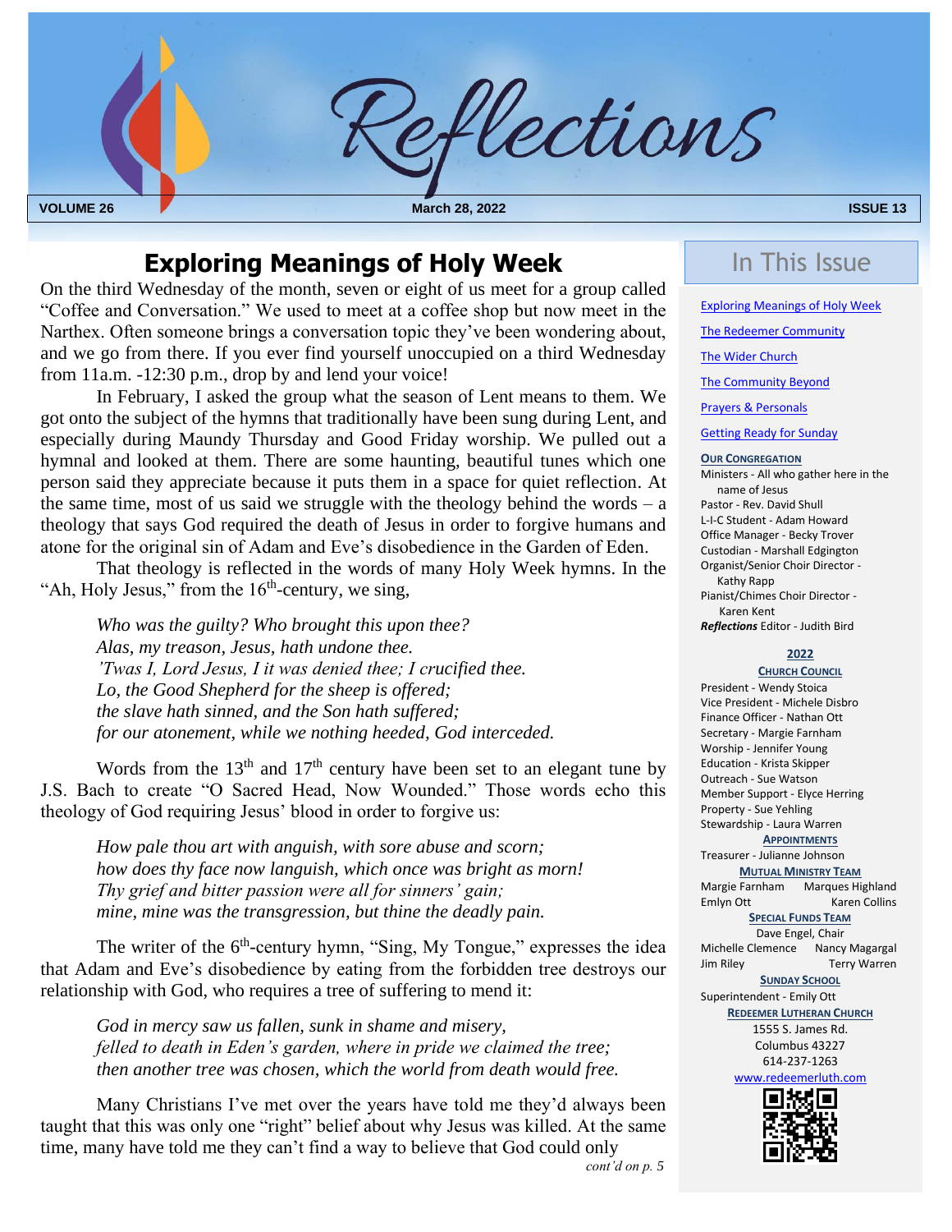# Reflections

**VOLUME 26** | **March 28, 2022** | **ISSUE 13**

## Exploring Meanings of Holy Week

On the third Wednesday of the month, seven or eight of us meet for a group called "Coffee and Conversation." We used to meet at a coffee shop but now meet in the Narthex. Often someone brings a conversation topic they've been wondering about, and we go from there. If you ever find yourself unoccupied on a third Wednesday from 11a.m. -12:30 p.m., drop by and lend your voice!

In February, I asked the group what the season of Lent means to them. We got onto the subject of the hymns that traditionally have been sung during Lent, and especially during Maundy Thursday and Good Friday worship. We pulled out a hymnal and looked at them. There are some haunting, beautiful tunes which one person said they appreciate because it puts them in a space for quiet reflection. At the same time, most of us said we struggle with the theology behind the words – a theology that says God required the death of Jesus in order to forgive humans and atone for the original sin of Adam and Eve's disobedience in the Garden of Eden.

That theology is reflected in the words of many Holy Week hymns. In the "Ah, Holy Jesus," from the 16th-century, we sing,

> *Who was the guilty? Who brought this upon thee?*
> *Alas, my treason, Jesus, hath undone thee.*
> *'Twas I, Lord Jesus, I it was denied thee; I crucified thee.*
> *Lo, the Good Shepherd for the sheep is offered;*
> *the slave hath sinned, and the Son hath suffered;*
> *for our atonement, while we nothing heeded, God interceded.*

Words from the 13th and 17th century have been set to an elegant tune by J.S. Bach to create "O Sacred Head, Now Wounded." Those words echo this theology of God requiring Jesus' blood in order to forgive us:

> *How pale thou art with anguish, with sore abuse and scorn;*
> *how does thy face now languish, which once was bright as morn!*
> *Thy grief and bitter passion were all for sinners' gain;*
> *mine, mine was the transgression, but thine the deadly pain.*

The writer of the 6th-century hymn, "Sing, My Tongue," expresses the idea that Adam and Eve's disobedience by eating from the forbidden tree destroys our relationship with God, who requires a tree of suffering to mend it:

> *God in mercy saw us fallen, sunk in shame and misery,*
> *felled to death in Eden's garden, where in pride we claimed the tree;*
> *then another tree was chosen, which the world from death would free.*

Many Christians I've met over the years have told me they'd always been taught that this was only one "right" belief about why Jesus was killed. At the same time, many have told me they can't find a way to believe that God could only

*cont'd on p. 5*

---

## In This Issue

- Exploring Meanings of Holy Week
- The Redeemer Community
- The Wider Church
- The Community Beyond
- Prayers & Personals
- Getting Ready for Sunday

**OUR CONGREGATION**

Ministers - All who gather here in the name of Jesus
Pastor - Rev. David Shull
L-I-C Student - Adam Howard
Office Manager - Becky Trover
Custodian - Marshall Edgington
Organist/Senior Choir Director - Kathy Rapp
Pianist/Chimes Choir Director - Karen Kent
***Reflections*** Editor - Judith Bird

**2022**

**CHURCH COUNCIL**

President - Wendy Stoica
Vice President - Michele Disbro
Finance Officer - Nathan Ott
Secretary - Margie Farnham
Worship - Jennifer Young
Education - Krista Skipper
Outreach - Sue Watson
Member Support - Elyce Herring
Property - Sue Yehling
Stewardship - Laura Warren

**APPOINTMENTS**

Treasurer - Julianne Johnson

**MUTUAL MINISTRY TEAM**

Margie Farnham, Marques Highland, Emlyn Ott, Karen Collins

**SPECIAL FUNDS TEAM**

Dave Engel, Chair
Michelle Clemence, Nancy Magargal, Jim Riley, Terry Warren

**SUNDAY SCHOOL**

Superintendent - Emily Ott

**REDEEMER LUTHERAN CHURCH**

1555 S. James Rd.
Columbus 43227
614-237-1263
www.redeemerluth.com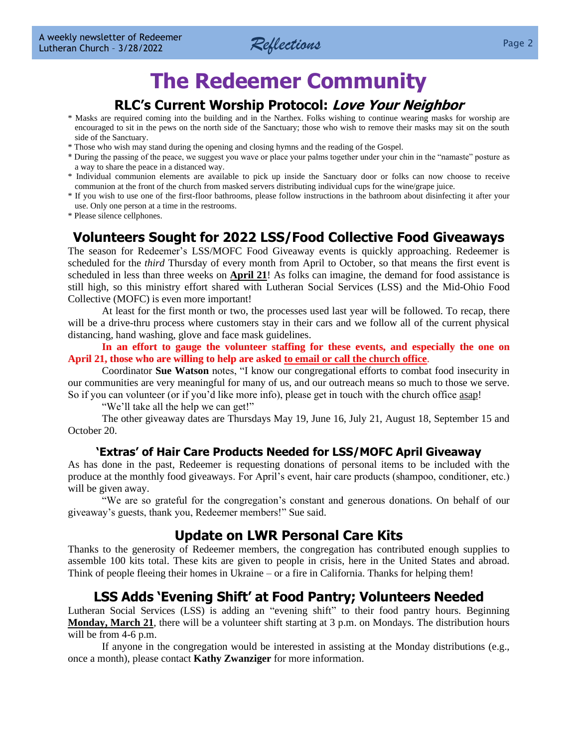# The Redeemer Community

## RLC's Current Worship Protocol: *Love Your Neighbor*

* Masks are required coming into the building and in the Narthex. Folks wishing to continue wearing masks for worship are encouraged to sit in the pews on the north side of the Sanctuary; those who wish to remove their masks may sit on the south side of the Sanctuary.
* Those who wish may stand during the opening and closing hymns and the reading of the Gospel.
* During the passing of the peace, we suggest you wave or place your palms together under your chin in the "namaste" posture as a way to share the peace in a distanced way.
* Individual communion elements are available to pick up inside the Sanctuary door or folks can now choose to receive communion at the front of the church from masked servers distributing individual cups for the wine/grape juice.
* If you wish to use one of the first-floor bathrooms, please follow instructions in the bathroom about disinfecting it after your use. Only one person at a time in the restrooms.
* Please silence cellphones.

## Volunteers Sought for 2022 LSS/Food Collective Food Giveaways

The season for Redeemer's LSS/MOFC Food Giveaway events is quickly approaching. Redeemer is scheduled for the *third* Thursday of every month from April to October, so that means the first event is scheduled in less than three weeks on **April 21**! As folks can imagine, the demand for food assistance is still high, so this ministry effort shared with Lutheran Social Services (LSS) and the Mid-Ohio Food Collective (MOFC) is even more important!

At least for the first month or two, the processes used last year will be followed. To recap, there will be a drive-thru process where customers stay in their cars and we follow all of the current physical distancing, hand washing, glove and face mask guidelines.

**In an effort to gauge the volunteer staffing for these events, and especially the one on April 21, those who are willing to help are asked to email or call the church office.**

Coordinator **Sue Watson** notes, "I know our congregational efforts to combat food insecurity in our communities are very meaningful for many of us, and our outreach means so much to those we serve. So if you can volunteer (or if you'd like more info), please get in touch with the church office asap!

"We'll take all the help we can get!"

The other giveaway dates are Thursdays May 19, June 16, July 21, August 18, September 15 and October 20.

### 'Extras' of Hair Care Products Needed for LSS/MOFC April Giveaway

As has done in the past, Redeemer is requesting donations of personal items to be included with the produce at the monthly food giveaways. For April's event, hair care products (shampoo, conditioner, etc.) will be given away.

"We are so grateful for the congregation's constant and generous donations. On behalf of our giveaway's guests, thank you, Redeemer members!" Sue said.

## Update on LWR Personal Care Kits

Thanks to the generosity of Redeemer members, the congregation has contributed enough supplies to assemble 100 kits total. These kits are given to people in crisis, here in the United States and abroad. Think of people fleeing their homes in Ukraine – or a fire in California. Thanks for helping them!

## LSS Adds 'Evening Shift' at Food Pantry; Volunteers Needed

Lutheran Social Services (LSS) is adding an "evening shift" to their food pantry hours. Beginning **Monday, March 21**, there will be a volunteer shift starting at 3 p.m. on Mondays. The distribution hours will be from 4-6 p.m.

If anyone in the congregation would be interested in assisting at the Monday distributions (e.g., once a month), please contact **Kathy Zwanziger** for more information.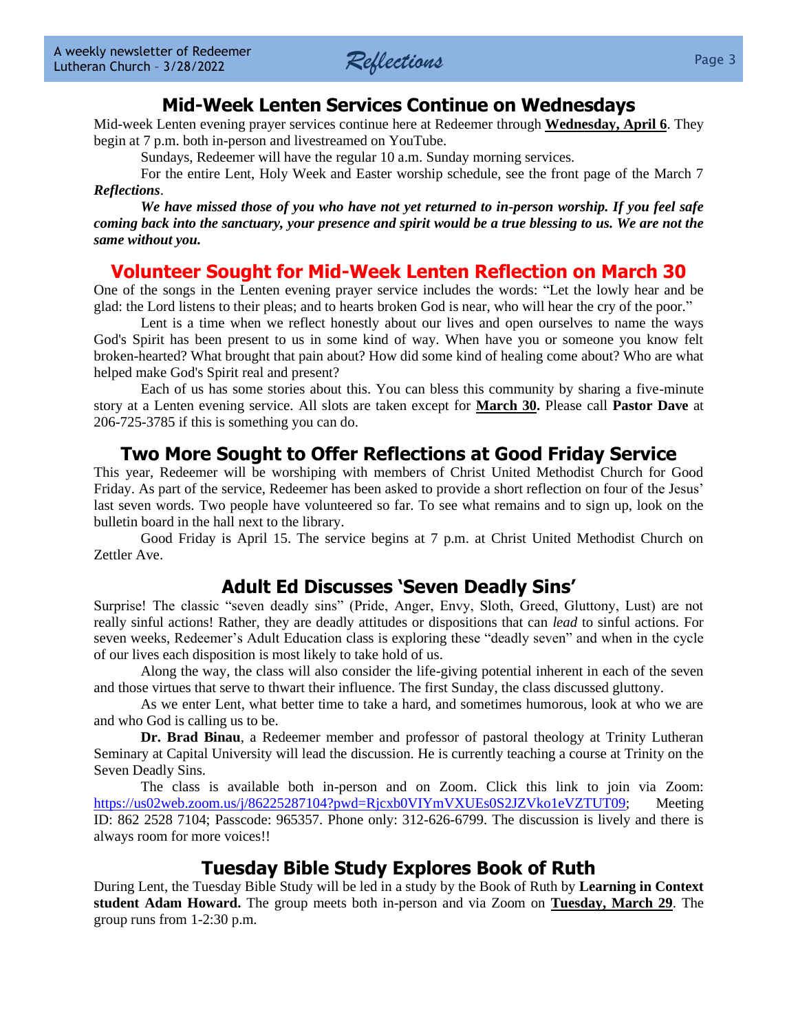## Mid-Week Lenten Services Continue on Wednesdays

Mid-week Lenten evening prayer services continue here at Redeemer through **Wednesday, April 6**. They begin at 7 p.m. both in-person and livestreamed on YouTube.

Sundays, Redeemer will have the regular 10 a.m. Sunday morning services.

For the entire Lent, Holy Week and Easter worship schedule, see the front page of the March 7 ***Reflections***.

***We have missed those of you who have not yet returned to in-person worship. If you feel safe coming back into the sanctuary, your presence and spirit would be a true blessing to us. We are not the same without you.***

## Volunteer Sought for Mid-Week Lenten Reflection on March 30

One of the songs in the Lenten evening prayer service includes the words: "Let the lowly hear and be glad: the Lord listens to their pleas; and to hearts broken God is near, who will hear the cry of the poor."

Lent is a time when we reflect honestly about our lives and open ourselves to name the ways God's Spirit has been present to us in some kind of way. When have you or someone you know felt broken-hearted? What brought that pain about? How did some kind of healing come about? Who are what helped make God's Spirit real and present?

Each of us has some stories about this. You can bless this community by sharing a five-minute story at a Lenten evening service. All slots are taken except for **March 30.** Please call **Pastor Dave** at 206-725-3785 if this is something you can do.

## Two More Sought to Offer Reflections at Good Friday Service

This year, Redeemer will be worshiping with members of Christ United Methodist Church for Good Friday. As part of the service, Redeemer has been asked to provide a short reflection on four of the Jesus' last seven words. Two people have volunteered so far. To see what remains and to sign up, look on the bulletin board in the hall next to the library.

Good Friday is April 15. The service begins at 7 p.m. at Christ United Methodist Church on Zettler Ave.

## Adult Ed Discusses 'Seven Deadly Sins'

Surprise! The classic "seven deadly sins" (Pride, Anger, Envy, Sloth, Greed, Gluttony, Lust) are not really sinful actions! Rather, they are deadly attitudes or dispositions that can *lead* to sinful actions. For seven weeks, Redeemer's Adult Education class is exploring these "deadly seven" and when in the cycle of our lives each disposition is most likely to take hold of us.

Along the way, the class will also consider the life-giving potential inherent in each of the seven and those virtues that serve to thwart their influence. The first Sunday, the class discussed gluttony.

As we enter Lent, what better time to take a hard, and sometimes humorous, look at who we are and who God is calling us to be.

**Dr. Brad Binau**, a Redeemer member and professor of pastoral theology at Trinity Lutheran Seminary at Capital University will lead the discussion. He is currently teaching a course at Trinity on the Seven Deadly Sins.

The class is available both in-person and on Zoom. Click this link to join via Zoom: https://us02web.zoom.us/j/86225287104?pwd=Rjcxb0VIYmVXUEs0S2JZVko1eVZTUT09; Meeting ID: 862 2528 7104; Passcode: 965357. Phone only: 312-626-6799. The discussion is lively and there is always room for more voices!!

## Tuesday Bible Study Explores Book of Ruth

During Lent, the Tuesday Bible Study will be led in a study by the Book of Ruth by **Learning in Context student Adam Howard.** The group meets both in-person and via Zoom on **Tuesday, March 29**. The group runs from 1-2:30 p.m.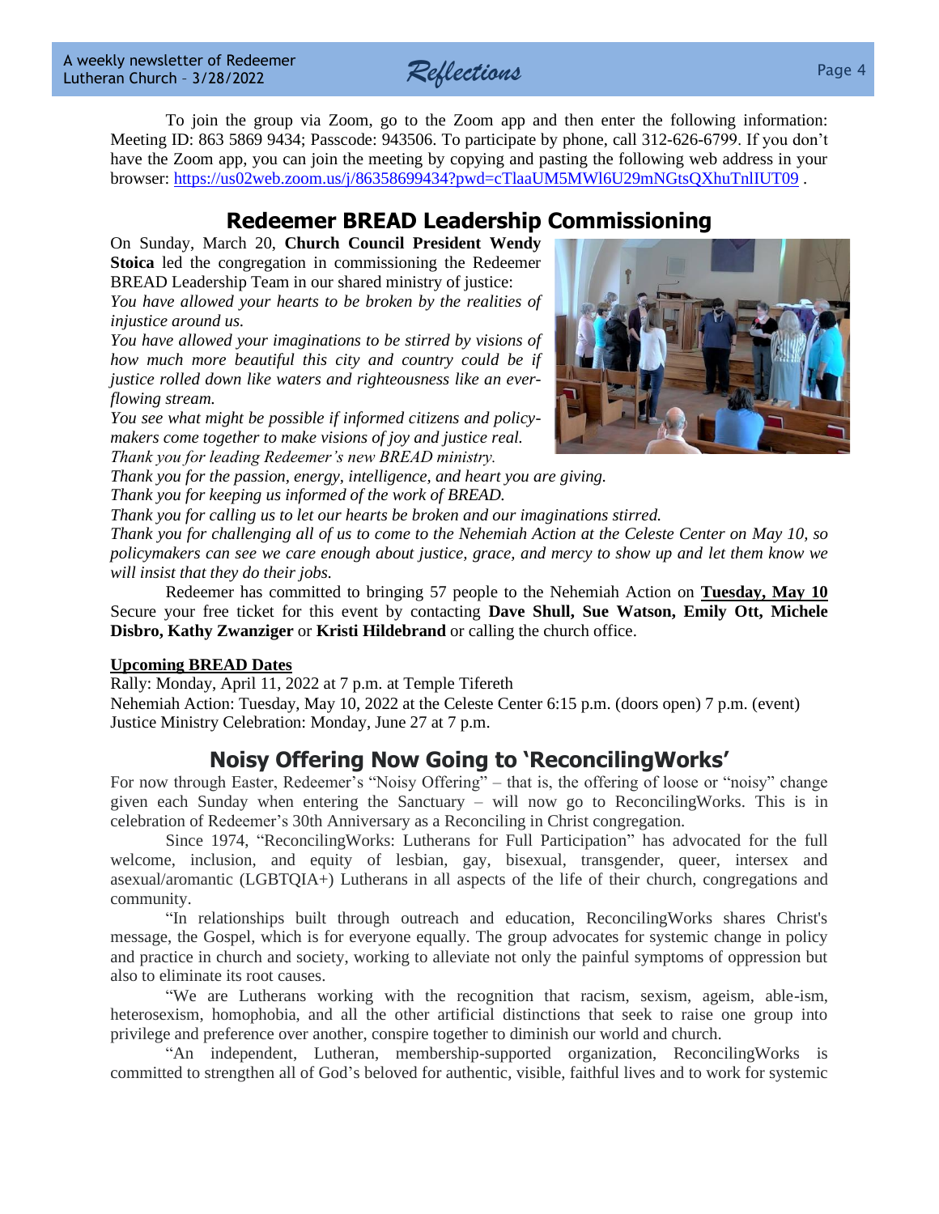To join the group via Zoom, go to the Zoom app and then enter the following information: Meeting ID: 863 5869 9434; Passcode: 943506. To participate by phone, call 312-626-6799. If you don't have the Zoom app, you can join the meeting by copying and pasting the following web address in your browser: https://us02web.zoom.us/j/86358699434?pwd=cTlaaUM5MWl6U29mNGtsQXhuTnlIUT09 .

## Redeemer BREAD Leadership Commissioning

On Sunday, March 20, **Church Council President Wendy Stoica** led the congregation in commissioning the Redeemer BREAD Leadership Team in our shared ministry of justice:

*You have allowed your hearts to be broken by the realities of injustice around us.*

*You have allowed your imaginations to be stirred by visions of how much more beautiful this city and country could be if justice rolled down like waters and righteousness like an ever-flowing stream.*

*You see what might be possible if informed citizens and policy-makers come together to make visions of joy and justice real.*

*Thank you for leading Redeemer's new BREAD ministry.*

*Thank you for the passion, energy, intelligence, and heart you are giving.*

*Thank you for keeping us informed of the work of BREAD.*

*Thank you for calling us to let our hearts be broken and our imaginations stirred.*

*Thank you for challenging all of us to come to the Nehemiah Action at the Celeste Center on May 10, so policymakers can see we care enough about justice, grace, and mercy to show up and let them know we will insist that they do their jobs.*

Redeemer has committed to bringing 57 people to the Nehemiah Action on **Tuesday, May 10** Secure your free ticket for this event by contacting **Dave Shull, Sue Watson, Emily Ott, Michele Disbro, Kathy Zwanziger** or **Kristi Hildebrand** or calling the church office.

**Upcoming BREAD Dates**

Rally: Monday, April 11, 2022 at 7 p.m. at Temple Tifereth
Nehemiah Action: Tuesday, May 10, 2022 at the Celeste Center 6:15 p.m. (doors open) 7 p.m. (event)
Justice Ministry Celebration: Monday, June 27 at 7 p.m.

## Noisy Offering Now Going to 'ReconcilingWorks'

For now through Easter, Redeemer's "Noisy Offering" – that is, the offering of loose or "noisy" change given each Sunday when entering the Sanctuary – will now go to ReconcilingWorks. This is in celebration of Redeemer's 30th Anniversary as a Reconciling in Christ congregation.

Since 1974, "ReconcilingWorks: Lutherans for Full Participation" has advocated for the full welcome, inclusion, and equity of lesbian, gay, bisexual, transgender, queer, intersex and asexual/aromantic (LGBTQIA+) Lutherans in all aspects of the life of their church, congregations and community.

"In relationships built through outreach and education, ReconcilingWorks shares Christ's message, the Gospel, which is for everyone equally. The group advocates for systemic change in policy and practice in church and society, working to alleviate not only the painful symptoms of oppression but also to eliminate its root causes.

"We are Lutherans working with the recognition that racism, sexism, ageism, able-ism, heterosexism, homophobia, and all the other artificial distinctions that seek to raise one group into privilege and preference over another, conspire together to diminish our world and church.

"An independent, Lutheran, membership-supported organization, ReconcilingWorks is committed to strengthen all of God's beloved for authentic, visible, faithful lives and to work for systemic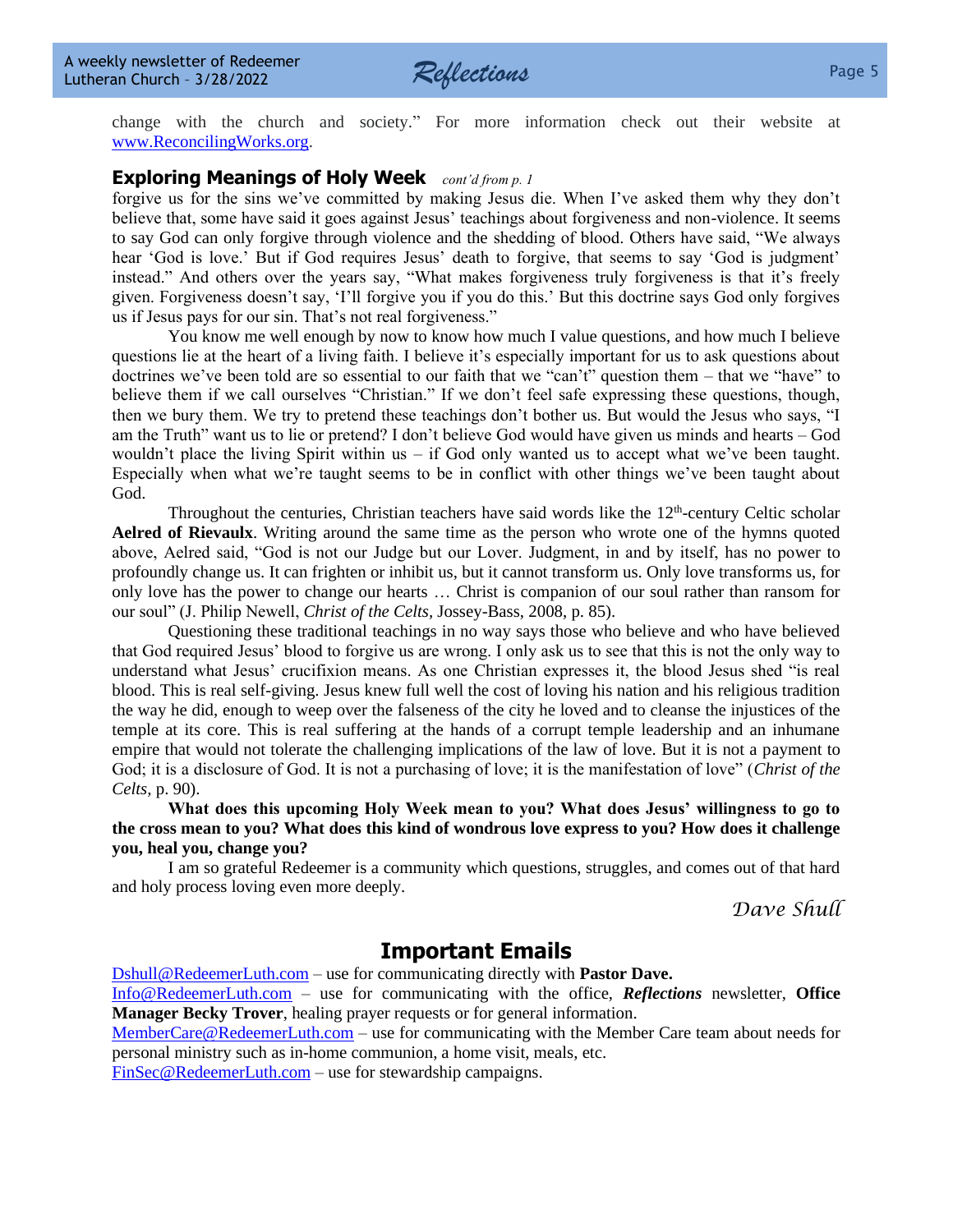change with the church and society." For more information check out their website at [www.ReconcilingWorks.org](http://www.ReconcilingWorks.org).

## Exploring Meanings of Holy Week *cont'd from p. 1*

forgive us for the sins we've committed by making Jesus die. When I've asked them why they don't believe that, some have said it goes against Jesus' teachings about forgiveness and non-violence. It seems to say God can only forgive through violence and the shedding of blood. Others have said, "We always hear 'God is love.' But if God requires Jesus' death to forgive, that seems to say 'God is judgment' instead." And others over the years say, "What makes forgiveness truly forgiveness is that it's freely given. Forgiveness doesn't say, 'I'll forgive you if you do this.' But this doctrine says God only forgives us if Jesus pays for our sin. That's not real forgiveness."

You know me well enough by now to know how much I value questions, and how much I believe questions lie at the heart of a living faith. I believe it's especially important for us to ask questions about doctrines we've been told are so essential to our faith that we "can't" question them – that we "have" to believe them if we call ourselves "Christian." If we don't feel safe expressing these questions, though, then we bury them. We try to pretend these teachings don't bother us. But would the Jesus who says, "I am the Truth" want us to lie or pretend? I don't believe God would have given us minds and hearts – God wouldn't place the living Spirit within us – if God only wanted us to accept what we've been taught. Especially when what we're taught seems to be in conflict with other things we've been taught about God.

Throughout the centuries, Christian teachers have said words like the 12th-century Celtic scholar **Aelred of Rievaulx**. Writing around the same time as the person who wrote one of the hymns quoted above, Aelred said, "God is not our Judge but our Lover. Judgment, in and by itself, has no power to profoundly change us. It can frighten or inhibit us, but it cannot transform us. Only love transforms us, for only love has the power to change our hearts … Christ is companion of our soul rather than ransom for our soul" (J. Philip Newell, *Christ of the Celts,* Jossey-Bass, 2008, p. 85).

Questioning these traditional teachings in no way says those who believe and who have believed that God required Jesus' blood to forgive us are wrong. I only ask us to see that this is not the only way to understand what Jesus' crucifixion means. As one Christian expresses it, the blood Jesus shed "is real blood. This is real self-giving. Jesus knew full well the cost of loving his nation and his religious tradition the way he did, enough to weep over the falseness of the city he loved and to cleanse the injustices of the temple at its core. This is real suffering at the hands of a corrupt temple leadership and an inhumane empire that would not tolerate the challenging implications of the law of love. But it is not a payment to God; it is a disclosure of God. It is not a purchasing of love; it is the manifestation of love" (*Christ of the Celts*, p. 90).

**What does this upcoming Holy Week mean to you? What does Jesus' willingness to go to the cross mean to you? What does this kind of wondrous love express to you? How does it challenge you, heal you, change you?**

I am so grateful Redeemer is a community which questions, struggles, and comes out of that hard and holy process loving even more deeply.

*Dave Shull*

## Important Emails

[Dshull@RedeemerLuth.com](mailto:Dshull@RedeemerLuth.com) – use for communicating directly with **Pastor Dave.**
[Info@RedeemerLuth.com](mailto:Info@RedeemerLuth.com) – use for communicating with the office, ***Reflections*** newsletter, **Office Manager Becky Trover**, healing prayer requests or for general information.
[MemberCare@RedeemerLuth.com](mailto:MemberCare@RedeemerLuth.com) – use for communicating with the Member Care team about needs for personal ministry such as in-home communion, a home visit, meals, etc.
[FinSec@RedeemerLuth.com](mailto:FinSec@RedeemerLuth.com) – use for stewardship campaigns.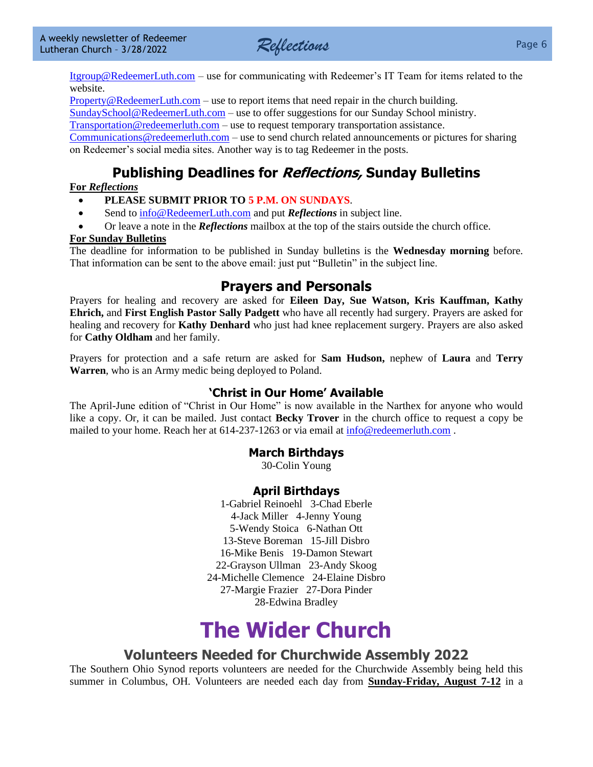Itgroup@RedeemerLuth.com – use for communicating with Redeemer's IT Team for items related to the website.
Property@RedeemerLuth.com – use to report items that need repair in the church building.
SundaySchool@RedeemerLuth.com – use to offer suggestions for our Sunday School ministry.
Transportation@redeemerluth.com – use to request temporary transportation assistance.
Communications@redeemerluth.com – use to send church related announcements or pictures for sharing on Redeemer's social media sites. Another way is to tag Redeemer in the posts.

## Publishing Deadlines for *Reflections,* Sunday Bulletins

**For *Reflections***

- **PLEASE SUBMIT PRIOR TO 5 P.M. ON SUNDAYS**.
- Send to info@RedeemerLuth.com and put ***Reflections*** in subject line.
- Or leave a note in the ***Reflections*** mailbox at the top of the stairs outside the church office.

**For Sunday Bulletins**

The deadline for information to be published in Sunday bulletins is the **Wednesday morning** before. That information can be sent to the above email: just put "Bulletin" in the subject line.

## Prayers and Personals

Prayers for healing and recovery are asked for **Eileen Day, Sue Watson, Kris Kauffman, Kathy Ehrich,** and **First English Pastor Sally Padgett** who have all recently had surgery. Prayers are asked for healing and recovery for **Kathy Denhard** who just had knee replacement surgery. Prayers are also asked for **Cathy Oldham** and her family.

Prayers for protection and a safe return are asked for **Sam Hudson,** nephew of **Laura** and **Terry Warren**, who is an Army medic being deployed to Poland.

### 'Christ in Our Home' Available

The April-June edition of "Christ in Our Home" is now available in the Narthex for anyone who would like a copy. Or, it can be mailed. Just contact **Becky Trover** in the church office to request a copy be mailed to your home. Reach her at 614-237-1263 or via email at info@redeemerluth.com .

### March Birthdays

30-Colin Young

### April Birthdays

1-Gabriel Reinoehl 3-Chad Eberle
4-Jack Miller 4-Jenny Young
5-Wendy Stoica 6-Nathan Ott
13-Steve Boreman 15-Jill Disbro
16-Mike Benis 19-Damon Stewart
22-Grayson Ullman 23-Andy Skoog
24-Michelle Clemence 24-Elaine Disbro
27-Margie Frazier 27-Dora Pinder
28-Edwina Bradley

# The Wider Church

## Volunteers Needed for Churchwide Assembly 2022

The Southern Ohio Synod reports volunteers are needed for the Churchwide Assembly being held this summer in Columbus, OH. Volunteers are needed each day from **Sunday-Friday, August 7-12** in a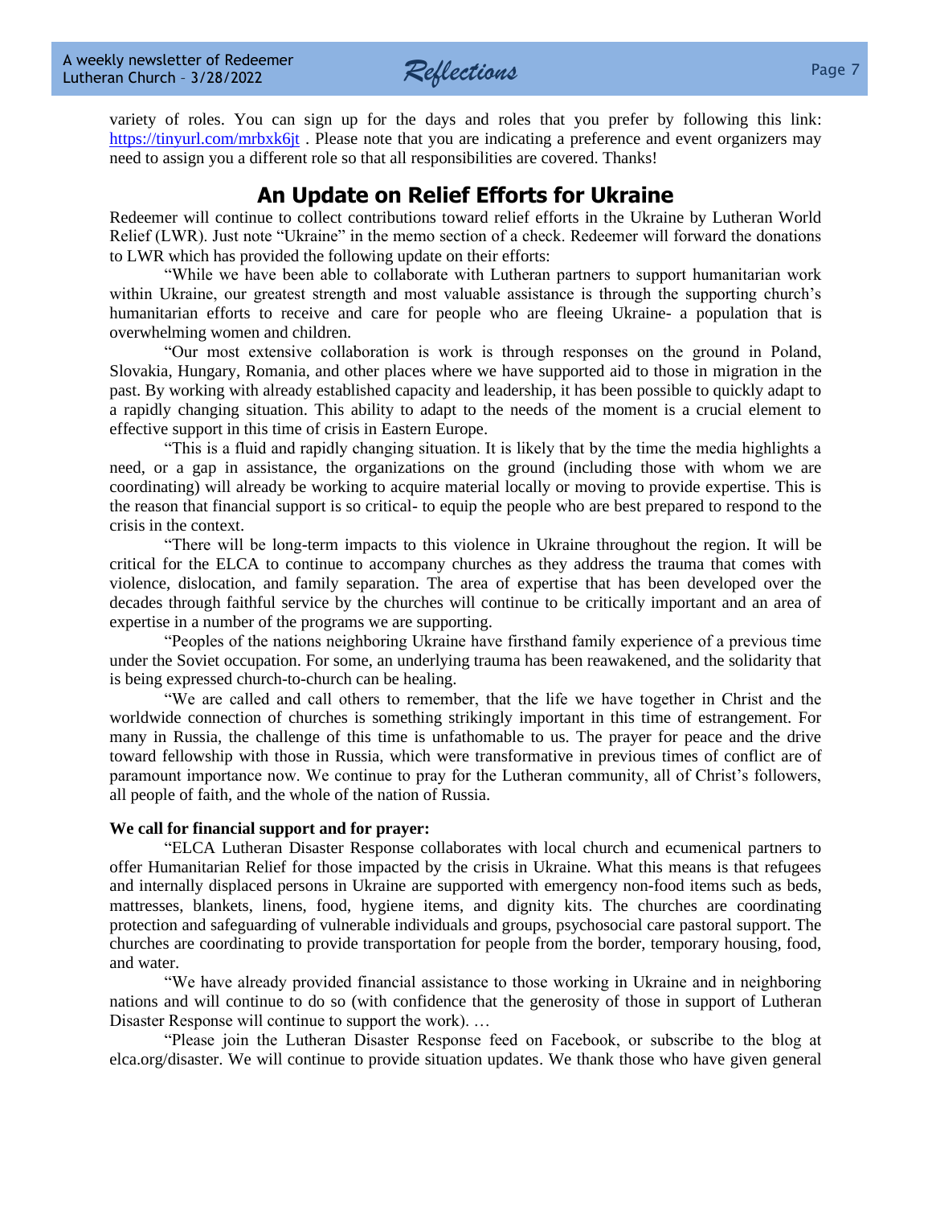variety of roles. You can sign up for the days and roles that you prefer by following this link: https://tinyurl.com/mrbxk6jt . Please note that you are indicating a preference and event organizers may need to assign you a different role so that all responsibilities are covered. Thanks!

## An Update on Relief Efforts for Ukraine

Redeemer will continue to collect contributions toward relief efforts in the Ukraine by Lutheran World Relief (LWR). Just note "Ukraine" in the memo section of a check. Redeemer will forward the donations to LWR which has provided the following update on their efforts:

"While we have been able to collaborate with Lutheran partners to support humanitarian work within Ukraine, our greatest strength and most valuable assistance is through the supporting church's humanitarian efforts to receive and care for people who are fleeing Ukraine- a population that is overwhelming women and children.

"Our most extensive collaboration is work is through responses on the ground in Poland, Slovakia, Hungary, Romania, and other places where we have supported aid to those in migration in the past. By working with already established capacity and leadership, it has been possible to quickly adapt to a rapidly changing situation. This ability to adapt to the needs of the moment is a crucial element to effective support in this time of crisis in Eastern Europe.

"This is a fluid and rapidly changing situation. It is likely that by the time the media highlights a need, or a gap in assistance, the organizations on the ground (including those with whom we are coordinating) will already be working to acquire material locally or moving to provide expertise. This is the reason that financial support is so critical- to equip the people who are best prepared to respond to the crisis in the context.

"There will be long-term impacts to this violence in Ukraine throughout the region. It will be critical for the ELCA to continue to accompany churches as they address the trauma that comes with violence, dislocation, and family separation. The area of expertise that has been developed over the decades through faithful service by the churches will continue to be critically important and an area of expertise in a number of the programs we are supporting.

"Peoples of the nations neighboring Ukraine have firsthand family experience of a previous time under the Soviet occupation. For some, an underlying trauma has been reawakened, and the solidarity that is being expressed church-to-church can be healing.

"We are called and call others to remember, that the life we have together in Christ and the worldwide connection of churches is something strikingly important in this time of estrangement. For many in Russia, the challenge of this time is unfathomable to us. The prayer for peace and the drive toward fellowship with those in Russia, which were transformative in previous times of conflict are of paramount importance now. We continue to pray for the Lutheran community, all of Christ's followers, all people of faith, and the whole of the nation of Russia.

**We call for financial support and for prayer:**

"ELCA Lutheran Disaster Response collaborates with local church and ecumenical partners to offer Humanitarian Relief for those impacted by the crisis in Ukraine. What this means is that refugees and internally displaced persons in Ukraine are supported with emergency non-food items such as beds, mattresses, blankets, linens, food, hygiene items, and dignity kits. The churches are coordinating protection and safeguarding of vulnerable individuals and groups, psychosocial care pastoral support. The churches are coordinating to provide transportation for people from the border, temporary housing, food, and water.

"We have already provided financial assistance to those working in Ukraine and in neighboring nations and will continue to do so (with confidence that the generosity of those in support of Lutheran Disaster Response will continue to support the work). …

"Please join the Lutheran Disaster Response feed on Facebook, or subscribe to the blog at elca.org/disaster. We will continue to provide situation updates. We thank those who have given general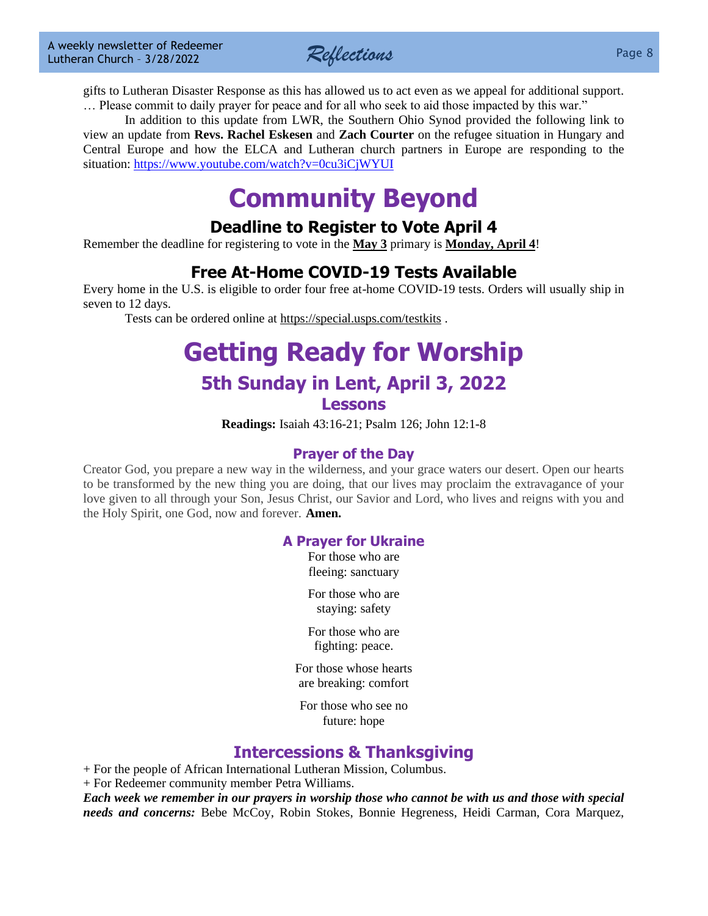gifts to Lutheran Disaster Response as this has allowed us to act even as we appeal for additional support. … Please commit to daily prayer for peace and for all who seek to aid those impacted by this war."

In addition to this update from LWR, the Southern Ohio Synod provided the following link to view an update from **Revs. Rachel Eskesen** and **Zach Courter** on the refugee situation in Hungary and Central Europe and how the ELCA and Lutheran church partners in Europe are responding to the situation: https://www.youtube.com/watch?v=0cu3iCjWYUI

# Community Beyond

## Deadline to Register to Vote April 4

Remember the deadline for registering to vote in the **May 3** primary is **Monday, April 4**!

## Free At-Home COVID-19 Tests Available

Every home in the U.S. is eligible to order four free at-home COVID-19 tests. Orders will usually ship in seven to 12 days.

Tests can be ordered online at https://special.usps.com/testkits .

# Getting Ready for Worship

## 5th Sunday in Lent, April 3, 2022

### Lessons

**Readings:** Isaiah 43:16-21; Psalm 126; John 12:1-8

### Prayer of the Day

Creator God, you prepare a new way in the wilderness, and your grace waters our desert. Open our hearts to be transformed by the new thing you are doing, that our lives may proclaim the extravagance of your love given to all through your Son, Jesus Christ, our Savior and Lord, who lives and reigns with you and the Holy Spirit, one God, now and forever. **Amen.**

### A Prayer for Ukraine

For those who are
fleeing: sanctuary

For those who are
staying: safety

For those who are
fighting: peace.

For those whose hearts
are breaking: comfort

For those who see no
future: hope

## Intercessions & Thanksgiving

+ For the people of African International Lutheran Mission, Columbus.
+ For Redeemer community member Petra Williams.

***Each week we remember in our prayers in worship those who cannot be with us and those with special needs and concerns:*** Bebe McCoy, Robin Stokes, Bonnie Hegreness, Heidi Carman, Cora Marquez,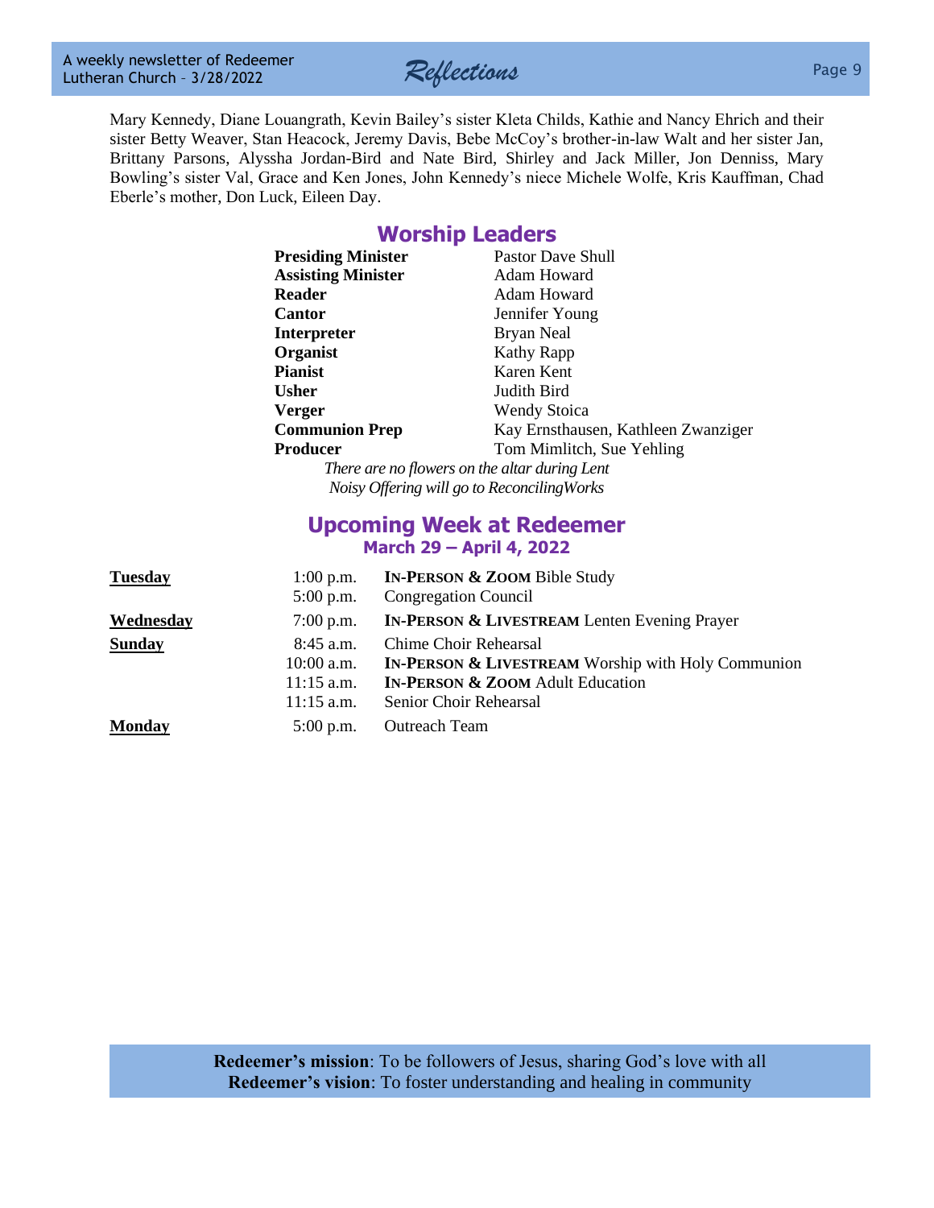Mary Kennedy, Diane Louangrath, Kevin Bailey's sister Kleta Childs, Kathie and Nancy Ehrich and their sister Betty Weaver, Stan Heacock, Jeremy Davis, Bebe McCoy's brother-in-law Walt and her sister Jan, Brittany Parsons, Alyssha Jordan-Bird and Nate Bird, Shirley and Jack Miller, Jon Denniss, Mary Bowling's sister Val, Grace and Ken Jones, John Kennedy's niece Michele Wolfe, Kris Kauffman, Chad Eberle's mother, Don Luck, Eileen Day.

## Worship Leaders

| | |
|---|---|
| **Presiding Minister** | Pastor Dave Shull |
| **Assisting Minister** | Adam Howard |
| **Reader** | Adam Howard |
| **Cantor** | Jennifer Young |
| **Interpreter** | Bryan Neal |
| **Organist** | Kathy Rapp |
| **Pianist** | Karen Kent |
| **Usher** | Judith Bird |
| **Verger** | Wendy Stoica |
| **Communion Prep** | Kay Ernsthausen, Kathleen Zwanziger |
| **Producer** | Tom Mimlitch, Sue Yehling |

*There are no flowers on the altar during Lent*
*Noisy Offering will go to ReconcilingWorks*

## Upcoming Week at Redeemer

### March 29 – April 4, 2022

| | | |
|---|---|---|
| **Tuesday** | 1:00 p.m. | **IN-PERSON & ZOOM** Bible Study |
| | 5:00 p.m. | Congregation Council |
| **Wednesday** | 7:00 p.m. | **IN-PERSON & LIVESTREAM** Lenten Evening Prayer |
| **Sunday** | 8:45 a.m. | Chime Choir Rehearsal |
| | 10:00 a.m. | **IN-PERSON & LIVESTREAM** Worship with Holy Communion |
| | 11:15 a.m. | **IN-PERSON & ZOOM** Adult Education |
| | 11:15 a.m. | Senior Choir Rehearsal |
| **Monday** | 5:00 p.m. | Outreach Team |

**Redeemer's mission**: To be followers of Jesus, sharing God's love with all
**Redeemer's vision**: To foster understanding and healing in community